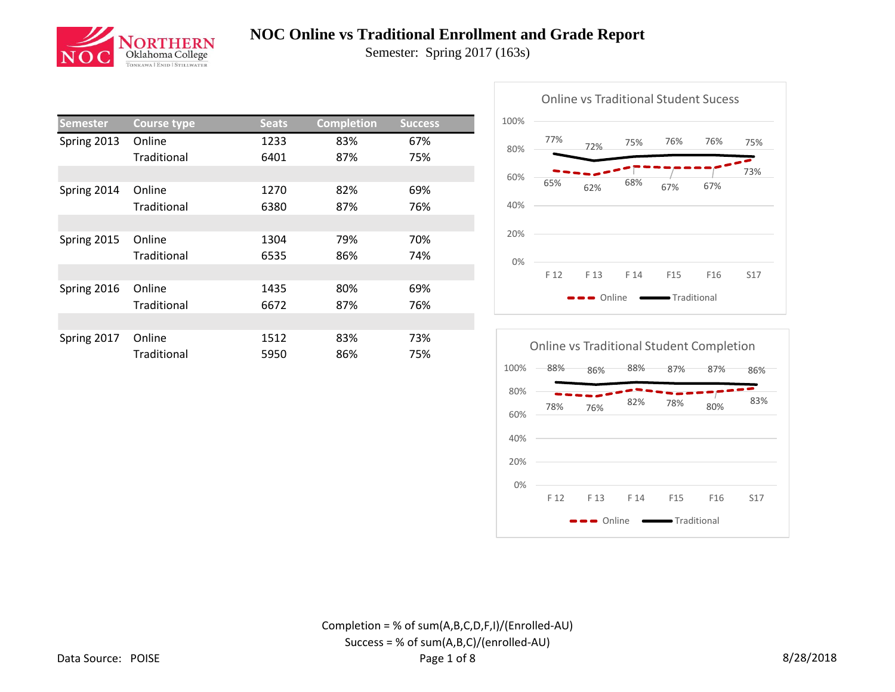# NOC Online vs Traditional Enrollment and Grade Report

Semester: Spring 2017 (163s)

| Semester | Course type | Seats | Completion | Success |
|---|---|---|---|---|
| Spring 2013 | Online | 1233 | 83% | 67% |
| | Traditional | 6401 | 87% | 75% |
| Spring 2014 | Online | 1270 | 82% | 69% |
| | Traditional | 6380 | 87% | 76% |
| Spring 2015 | Online | 1304 | 79% | 70% |
| | Traditional | 6535 | 86% | 74% |
| Spring 2016 | Online | 1435 | 80% | 69% |
| | Traditional | 6672 | 87% | 76% |
| Spring 2017 | Online | 1512 | 83% | 73% |
| | Traditional | 5950 | 86% | 75% |

**Online vs Traditional Student Sucess**

| | F 12 | F 13 | F 14 | F15 | F16 | S17 |
|---|---|---|---|---|---|---|
| Online | 65% | 62% | 68% | 67% | 67% | 73% |
| Traditional | 77% | 72% | 75% | 76% | 76% | 75% |

**Online vs Traditional Student Completion**

| | F 12 | F 13 | F 14 | F15 | F16 | S17 |
|---|---|---|---|---|---|---|
| Online | 78% | 76% | 82% | 78% | 80% | 83% |
| Traditional | 88% | 86% | 88% | 87% | 87% | 86% |

Completion = % of sum(A,B,C,D,F,I)/(Enrolled-AU)

Success = % of sum(A,B,C)/(enrolled-AU)

Data Source: POISE

8/28/2018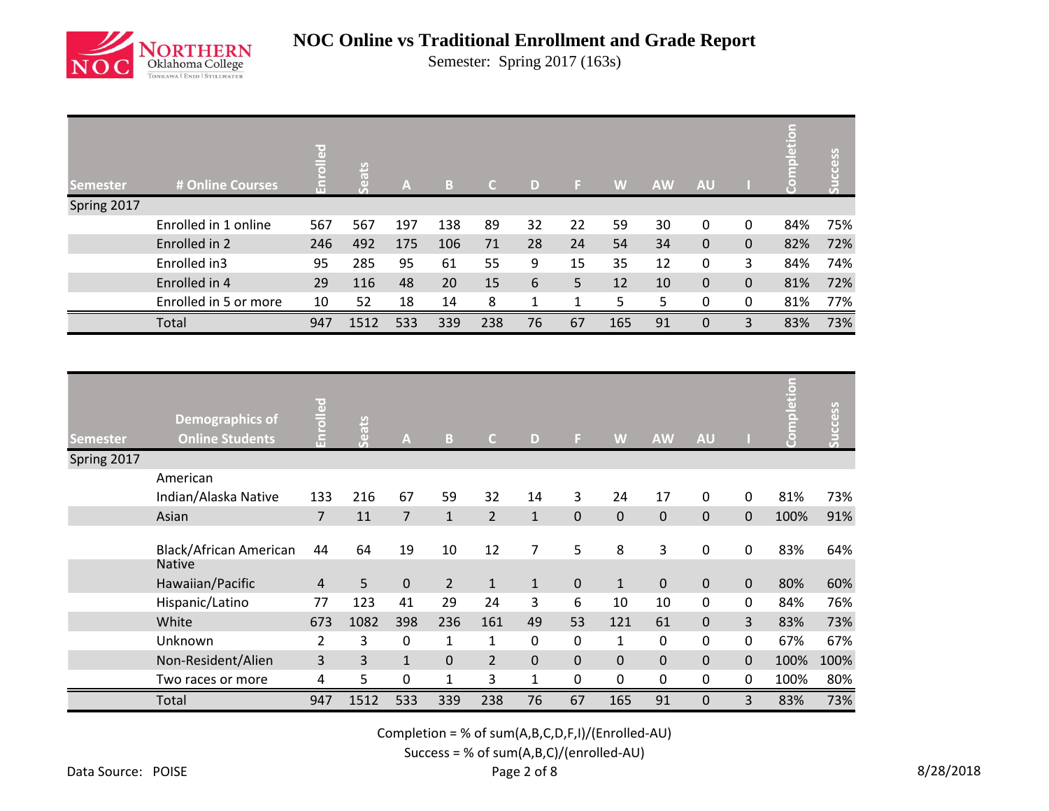# NOC Online vs Traditional Enrollment and Grade Report

Semester: Spring 2017 (163s)

| Semester | # Online Courses | Enrolled | Seats | A | B | C | D | F | W | AW | AU | I | Completion | Success |
|---|---|---|---|---|---|---|---|---|---|---|---|---|---|---|
| Spring 2017 | | | | | | | | | | | | | | |
| | Enrolled in 1 online | 567 | 567 | 197 | 138 | 89 | 32 | 22 | 59 | 30 | 0 | 0 | 84% | 75% |
| | Enrolled in 2 | 246 | 492 | 175 | 106 | 71 | 28 | 24 | 54 | 34 | 0 | 0 | 82% | 72% |
| | Enrolled in3 | 95 | 285 | 95 | 61 | 55 | 9 | 15 | 35 | 12 | 0 | 3 | 84% | 74% |
| | Enrolled in 4 | 29 | 116 | 48 | 20 | 15 | 6 | 5 | 12 | 10 | 0 | 0 | 81% | 72% |
| | Enrolled in 5 or more | 10 | 52 | 18 | 14 | 8 | 1 | 1 | 5 | 5 | 0 | 0 | 81% | 77% |
| | Total | 947 | 1512 | 533 | 339 | 238 | 76 | 67 | 165 | 91 | 0 | 3 | 83% | 73% |

| Semester | Demographics of Online Students | Enrolled | Seats | A | B | C | D | F | W | AW | AU | I | Completion | Success |
|---|---|---|---|---|---|---|---|---|---|---|---|---|---|---|
| Spring 2017 | | | | | | | | | | | | | | |
| | American Indian/Alaska Native | 133 | 216 | 67 | 59 | 32 | 14 | 3 | 24 | 17 | 0 | 0 | 81% | 73% |
| | Asian | 7 | 11 | 7 | 1 | 2 | 1 | 0 | 0 | 0 | 0 | 0 | 100% | 91% |
| | Black/African American | 44 | 64 | 19 | 10 | 12 | 7 | 5 | 8 | 3 | 0 | 0 | 83% | 64% |
| | Native Hawaiian/Pacific | 4 | 5 | 0 | 2 | 1 | 1 | 0 | 1 | 0 | 0 | 0 | 80% | 60% |
| | Hispanic/Latino | 77 | 123 | 41 | 29 | 24 | 3 | 6 | 10 | 10 | 0 | 0 | 84% | 76% |
| | White | 673 | 1082 | 398 | 236 | 161 | 49 | 53 | 121 | 61 | 0 | 3 | 83% | 73% |
| | Unknown | 2 | 3 | 0 | 1 | 1 | 0 | 0 | 1 | 0 | 0 | 0 | 67% | 67% |
| | Non-Resident/Alien | 3 | 3 | 1 | 0 | 2 | 0 | 0 | 0 | 0 | 0 | 0 | 100% | 100% |
| | Two races or more | 4 | 5 | 0 | 1 | 3 | 1 | 0 | 0 | 0 | 0 | 0 | 100% | 80% |
| | Total | 947 | 1512 | 533 | 339 | 238 | 76 | 67 | 165 | 91 | 0 | 3 | 83% | 73% |

Completion = % of sum(A,B,C,D,F,I)/(Enrolled-AU)

Success = % of sum(A,B,C)/(enrolled-AU)

Data Source: POISE

8/28/2018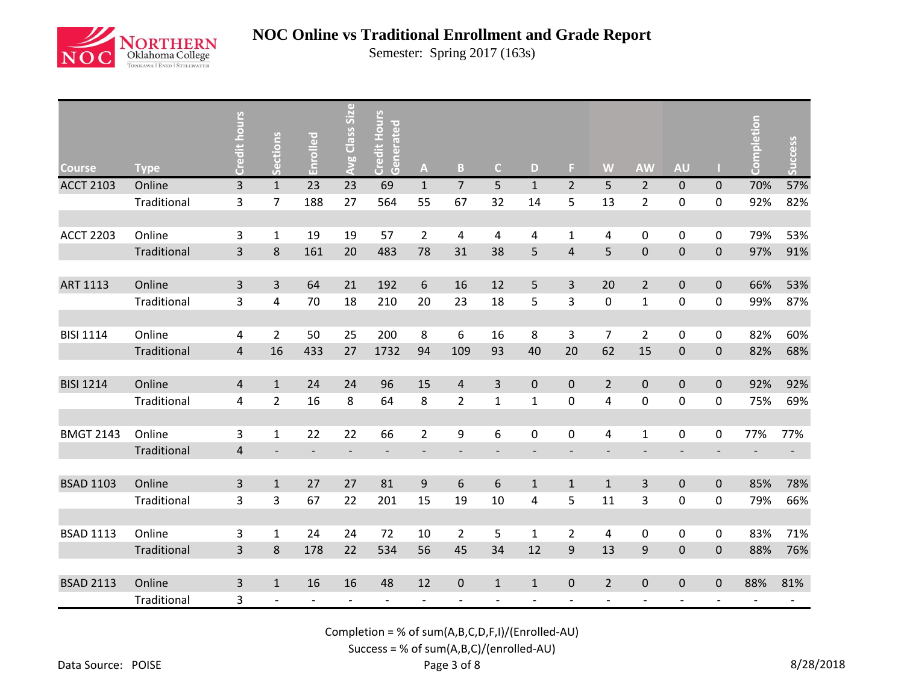# NOC Online vs Traditional Enrollment and Grade Report

Semester: Spring 2017 (163s)

| Course | Type | Credit hours | Sections | Enrolled | Avg Class Size | Credit Hours Generated | A | B | C | D | F | W | AW | AU | I | Completion | Success |
|---|---|---|---|---|---|---|---|---|---|---|---|---|---|---|---|---|---|
| ACCT 2103 | Online | 3 | 1 | 23 | 23 | 69 | 1 | 7 | 5 | 1 | 2 | 5 | 2 | 0 | 0 | 70% | 57% |
| | Traditional | 3 | 7 | 188 | 27 | 564 | 55 | 67 | 32 | 14 | 5 | 13 | 2 | 0 | 0 | 92% | 82% |
| ACCT 2203 | Online | 3 | 1 | 19 | 19 | 57 | 2 | 4 | 4 | 4 | 1 | 4 | 0 | 0 | 0 | 79% | 53% |
| | Traditional | 3 | 8 | 161 | 20 | 483 | 78 | 31 | 38 | 5 | 4 | 5 | 0 | 0 | 0 | 97% | 91% |
| ART 1113 | Online | 3 | 3 | 64 | 21 | 192 | 6 | 16 | 12 | 5 | 3 | 20 | 2 | 0 | 0 | 66% | 53% |
| | Traditional | 3 | 4 | 70 | 18 | 210 | 20 | 23 | 18 | 5 | 3 | 0 | 1 | 0 | 0 | 99% | 87% |
| BISI 1114 | Online | 4 | 2 | 50 | 25 | 200 | 8 | 6 | 16 | 8 | 3 | 7 | 2 | 0 | 0 | 82% | 60% |
| | Traditional | 4 | 16 | 433 | 27 | 1732 | 94 | 109 | 93 | 40 | 20 | 62 | 15 | 0 | 0 | 82% | 68% |
| BISI 1214 | Online | 4 | 1 | 24 | 24 | 96 | 15 | 4 | 3 | 0 | 0 | 2 | 0 | 0 | 0 | 92% | 92% |
| | Traditional | 4 | 2 | 16 | 8 | 64 | 8 | 2 | 1 | 1 | 0 | 4 | 0 | 0 | 0 | 75% | 69% |
| BMGT 2143 | Online | 3 | 1 | 22 | 22 | 66 | 2 | 9 | 6 | 0 | 0 | 4 | 1 | 0 | 0 | 77% | 77% |
| | Traditional | 4 | - | - | - | - | - | - | - | - | - | - | - | - | - | - | - |
| BSAD 1103 | Online | 3 | 1 | 27 | 27 | 81 | 9 | 6 | 6 | 1 | 1 | 1 | 3 | 0 | 0 | 85% | 78% |
| | Traditional | 3 | 3 | 67 | 22 | 201 | 15 | 19 | 10 | 4 | 5 | 11 | 3 | 0 | 0 | 79% | 66% |
| BSAD 1113 | Online | 3 | 1 | 24 | 24 | 72 | 10 | 2 | 5 | 1 | 2 | 4 | 0 | 0 | 0 | 83% | 71% |
| | Traditional | 3 | 8 | 178 | 22 | 534 | 56 | 45 | 34 | 12 | 9 | 13 | 9 | 0 | 0 | 88% | 76% |
| BSAD 2113 | Online | 3 | 1 | 16 | 16 | 48 | 12 | 0 | 1 | 1 | 0 | 2 | 0 | 0 | 0 | 88% | 81% |
| | Traditional | 3 | - | - | - | - | - | - | - | - | - | - | - | - | - | - | - |

Completion = % of sum(A,B,C,D,F,I)/(Enrolled-AU)

Success = % of sum(A,B,C)/(enrolled-AU)

Data Source: POISE

8/28/2018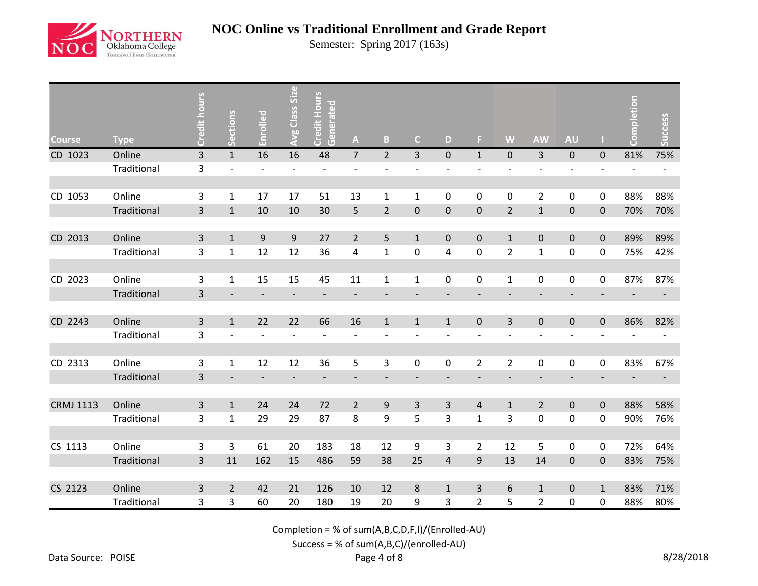# NOC Online vs Traditional Enrollment and Grade Report

Semester: Spring 2017 (163s)

| Course | Type | Credit hours | Sections | Enrolled | Avg Class Size | Credit Hours Generated | A | B | C | D | F | W | AW | AU | I | Completion | Success |
|---|---|---|---|---|---|---|---|---|---|---|---|---|---|---|---|---|---|
| CD 1023 | Online | 3 | 1 | 16 | 16 | 48 | 7 | 2 | 3 | 0 | 1 | 0 | 3 | 0 | 0 | 81% | 75% |
| | Traditional | 3 | - | - | - | - | - | - | - | - | - | - | - | - | - | - | - |
| CD 1053 | Online | 3 | 1 | 17 | 17 | 51 | 13 | 1 | 1 | 0 | 0 | 0 | 2 | 0 | 0 | 88% | 88% |
| | Traditional | 3 | 1 | 10 | 10 | 30 | 5 | 2 | 0 | 0 | 0 | 2 | 1 | 0 | 0 | 70% | 70% |
| CD 2013 | Online | 3 | 1 | 9 | 9 | 27 | 2 | 5 | 1 | 0 | 0 | 1 | 0 | 0 | 0 | 89% | 89% |
| | Traditional | 3 | 1 | 12 | 12 | 36 | 4 | 1 | 0 | 4 | 0 | 2 | 1 | 0 | 0 | 75% | 42% |
| CD 2023 | Online | 3 | 1 | 15 | 15 | 45 | 11 | 1 | 1 | 0 | 0 | 1 | 0 | 0 | 0 | 87% | 87% |
| | Traditional | 3 | - | - | - | - | - | - | - | - | - | - | - | - | - | - | - |
| CD 2243 | Online | 3 | 1 | 22 | 22 | 66 | 16 | 1 | 1 | 1 | 0 | 3 | 0 | 0 | 0 | 86% | 82% |
| | Traditional | 3 | - | - | - | - | - | - | - | - | - | - | - | - | - | - | - |
| CD 2313 | Online | 3 | 1 | 12 | 12 | 36 | 5 | 3 | 0 | 0 | 2 | 2 | 0 | 0 | 0 | 83% | 67% |
| | Traditional | 3 | - | - | - | - | - | - | - | - | - | - | - | - | - | - | - |
| CRMJ 1113 | Online | 3 | 1 | 24 | 24 | 72 | 2 | 9 | 3 | 3 | 4 | 1 | 2 | 0 | 0 | 88% | 58% |
| | Traditional | 3 | 1 | 29 | 29 | 87 | 8 | 9 | 5 | 3 | 1 | 3 | 0 | 0 | 0 | 90% | 76% |
| CS 1113 | Online | 3 | 3 | 61 | 20 | 183 | 18 | 12 | 9 | 3 | 2 | 12 | 5 | 0 | 0 | 72% | 64% |
| | Traditional | 3 | 11 | 162 | 15 | 486 | 59 | 38 | 25 | 4 | 9 | 13 | 14 | 0 | 0 | 83% | 75% |
| CS 2123 | Online | 3 | 2 | 42 | 21 | 126 | 10 | 12 | 8 | 1 | 3 | 6 | 1 | 0 | 1 | 83% | 71% |
| | Traditional | 3 | 3 | 60 | 20 | 180 | 19 | 20 | 9 | 3 | 2 | 5 | 2 | 0 | 0 | 88% | 80% |

Completion = % of sum(A,B,C,D,F,I)/(Enrolled-AU)

Success = % of sum(A,B,C)/(enrolled-AU)

Data Source: POISE

8/28/2018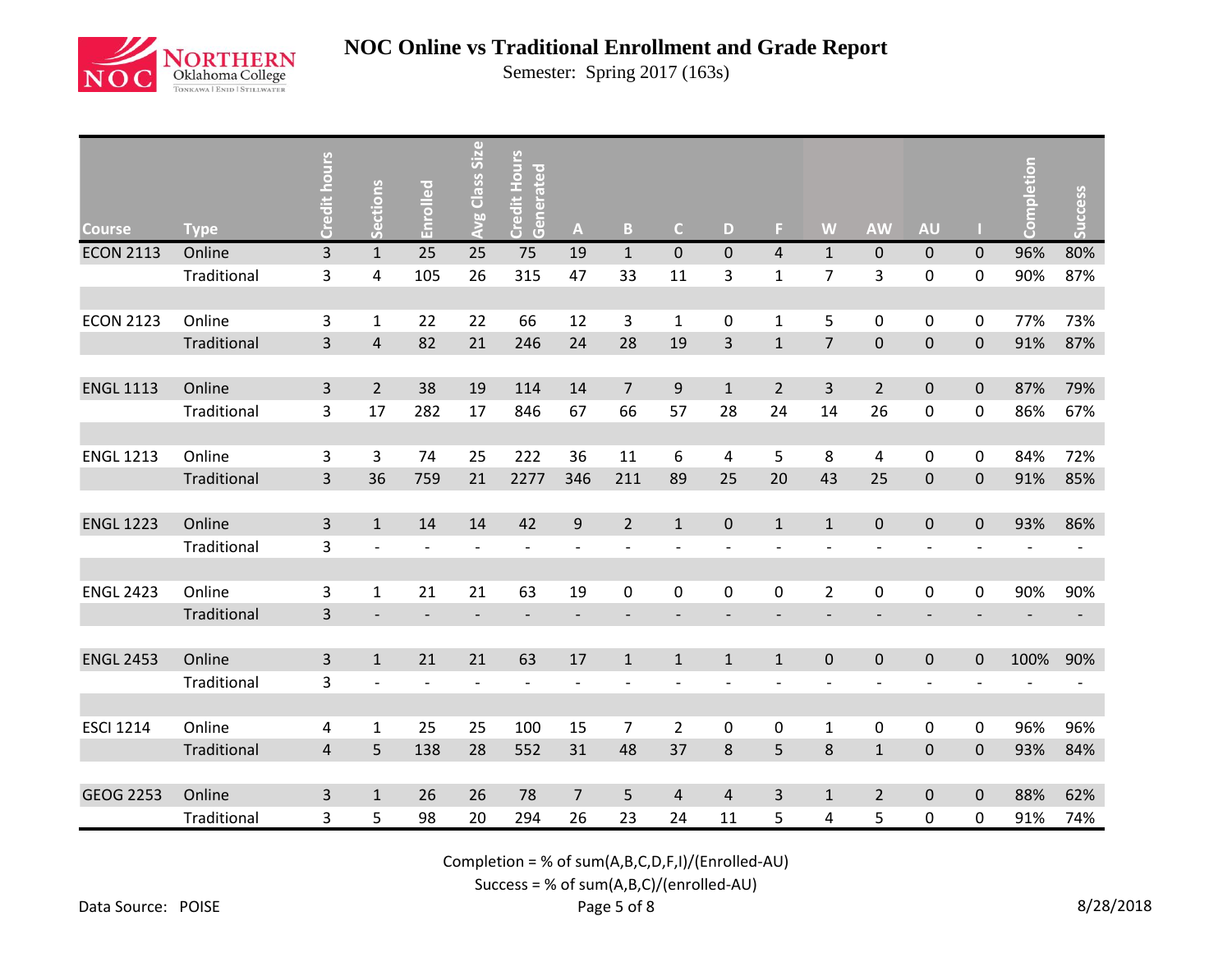# NOC Online vs Traditional Enrollment and Grade Report

Semester: Spring 2017 (163s)

| Course | Type | Credit hours | Sections | Enrolled | Avg Class Size | Credit Hours Generated | A | B | C | D | F | W | AW | AU | I | Completion | Success |
|---|---|---|---|---|---|---|---|---|---|---|---|---|---|---|---|---|---|
| ECON 2113 | Online | 3 | 1 | 25 | 25 | 75 | 19 | 1 | 0 | 0 | 4 | 1 | 0 | 0 | 0 | 96% | 80% |
| | Traditional | 3 | 4 | 105 | 26 | 315 | 47 | 33 | 11 | 3 | 1 | 7 | 3 | 0 | 0 | 90% | 87% |
| ECON 2123 | Online | 3 | 1 | 22 | 22 | 66 | 12 | 3 | 1 | 0 | 1 | 5 | 0 | 0 | 0 | 77% | 73% |
| | Traditional | 3 | 4 | 82 | 21 | 246 | 24 | 28 | 19 | 3 | 1 | 7 | 0 | 0 | 0 | 91% | 87% |
| ENGL 1113 | Online | 3 | 2 | 38 | 19 | 114 | 14 | 7 | 9 | 1 | 2 | 3 | 2 | 0 | 0 | 87% | 79% |
| | Traditional | 3 | 17 | 282 | 17 | 846 | 67 | 66 | 57 | 28 | 24 | 14 | 26 | 0 | 0 | 86% | 67% |
| ENGL 1213 | Online | 3 | 3 | 74 | 25 | 222 | 36 | 11 | 6 | 4 | 5 | 8 | 4 | 0 | 0 | 84% | 72% |
| | Traditional | 3 | 36 | 759 | 21 | 2277 | 346 | 211 | 89 | 25 | 20 | 43 | 25 | 0 | 0 | 91% | 85% |
| ENGL 1223 | Online | 3 | 1 | 14 | 14 | 42 | 9 | 2 | 1 | 0 | 1 | 1 | 0 | 0 | 0 | 93% | 86% |
| | Traditional | 3 | - | - | - | - | - | - | - | - | - | - | - | - | - | - | - |
| ENGL 2423 | Online | 3 | 1 | 21 | 21 | 63 | 19 | 0 | 0 | 0 | 0 | 2 | 0 | 0 | 0 | 90% | 90% |
| | Traditional | 3 | - | - | - | - | - | - | - | - | - | - | - | - | - | - | - |
| ENGL 2453 | Online | 3 | 1 | 21 | 21 | 63 | 17 | 1 | 1 | 1 | 1 | 0 | 0 | 0 | 0 | 100% | 90% |
| | Traditional | 3 | - | - | - | - | - | - | - | - | - | - | - | - | - | - | - |
| ESCI 1214 | Online | 4 | 1 | 25 | 25 | 100 | 15 | 7 | 2 | 0 | 0 | 1 | 0 | 0 | 0 | 96% | 96% |
| | Traditional | 4 | 5 | 138 | 28 | 552 | 31 | 48 | 37 | 8 | 5 | 8 | 1 | 0 | 0 | 93% | 84% |
| GEOG 2253 | Online | 3 | 1 | 26 | 26 | 78 | 7 | 5 | 4 | 4 | 3 | 1 | 2 | 0 | 0 | 88% | 62% |
| | Traditional | 3 | 5 | 98 | 20 | 294 | 26 | 23 | 24 | 11 | 5 | 4 | 5 | 0 | 0 | 91% | 74% |

Completion = % of sum(A,B,C,D,F,I)/(Enrolled-AU)

Success = % of sum(A,B,C)/(enrolled-AU)

Data Source: POISE

8/28/2018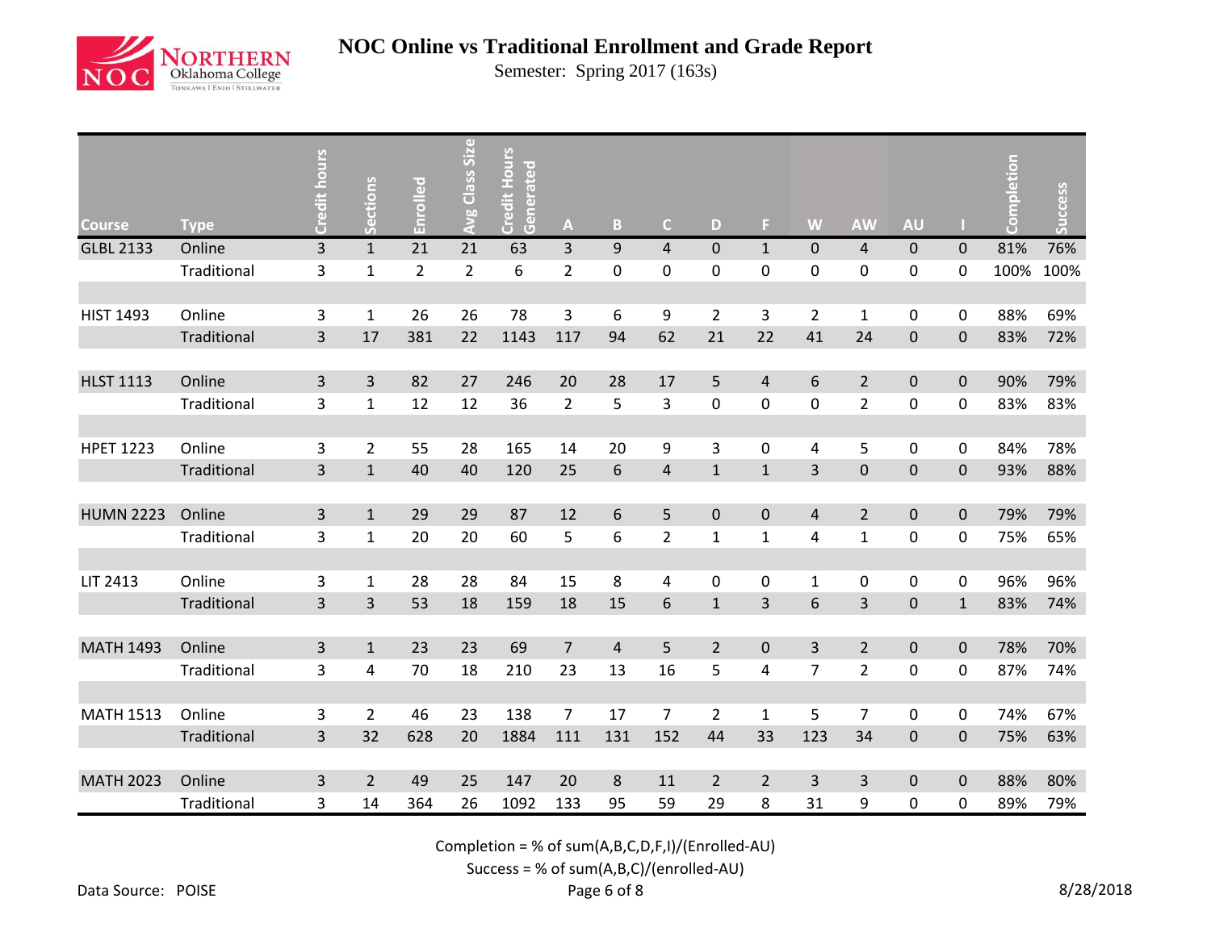# NOC Online vs Traditional Enrollment and Grade Report

Semester: Spring 2017 (163s)

| Course | Type | Credit hours | Sections | Enrolled | Avg Class Size | Credit Hours Generated | A | B | C | D | F | W | AW | AU | I | Completion | Success |
|---|---|---|---|---|---|---|---|---|---|---|---|---|---|---|---|---|---|
| GLBL 2133 | Online | 3 | 1 | 21 | 21 | 63 | 3 | 9 | 4 | 0 | 1 | 0 | 4 | 0 | 0 | 81% | 76% |
| | Traditional | 3 | 1 | 2 | 2 | 6 | 2 | 0 | 0 | 0 | 0 | 0 | 0 | 0 | 0 | 100% | 100% |
| HIST 1493 | Online | 3 | 1 | 26 | 26 | 78 | 3 | 6 | 9 | 2 | 3 | 2 | 1 | 0 | 0 | 88% | 69% |
| | Traditional | 3 | 17 | 381 | 22 | 1143 | 117 | 94 | 62 | 21 | 22 | 41 | 24 | 0 | 0 | 83% | 72% |
| HLST 1113 | Online | 3 | 3 | 82 | 27 | 246 | 20 | 28 | 17 | 5 | 4 | 6 | 2 | 0 | 0 | 90% | 79% |
| | Traditional | 3 | 1 | 12 | 12 | 36 | 2 | 5 | 3 | 0 | 0 | 0 | 2 | 0 | 0 | 83% | 83% |
| HPET 1223 | Online | 3 | 2 | 55 | 28 | 165 | 14 | 20 | 9 | 3 | 0 | 4 | 5 | 0 | 0 | 84% | 78% |
| | Traditional | 3 | 1 | 40 | 40 | 120 | 25 | 6 | 4 | 1 | 1 | 3 | 0 | 0 | 0 | 93% | 88% |
| HUMN 2223 | Online | 3 | 1 | 29 | 29 | 87 | 12 | 6 | 5 | 0 | 0 | 4 | 2 | 0 | 0 | 79% | 79% |
| | Traditional | 3 | 1 | 20 | 20 | 60 | 5 | 6 | 2 | 1 | 1 | 4 | 1 | 0 | 0 | 75% | 65% |
| LIT 2413 | Online | 3 | 1 | 28 | 28 | 84 | 15 | 8 | 4 | 0 | 0 | 1 | 0 | 0 | 0 | 96% | 96% |
| | Traditional | 3 | 3 | 53 | 18 | 159 | 18 | 15 | 6 | 1 | 3 | 6 | 3 | 0 | 1 | 83% | 74% |
| MATH 1493 | Online | 3 | 1 | 23 | 23 | 69 | 7 | 4 | 5 | 2 | 0 | 3 | 2 | 0 | 0 | 78% | 70% |
| | Traditional | 3 | 4 | 70 | 18 | 210 | 23 | 13 | 16 | 5 | 4 | 7 | 2 | 0 | 0 | 87% | 74% |
| MATH 1513 | Online | 3 | 2 | 46 | 23 | 138 | 7 | 17 | 7 | 2 | 1 | 5 | 7 | 0 | 0 | 74% | 67% |
| | Traditional | 3 | 32 | 628 | 20 | 1884 | 111 | 131 | 152 | 44 | 33 | 123 | 34 | 0 | 0 | 75% | 63% |
| MATH 2023 | Online | 3 | 2 | 49 | 25 | 147 | 20 | 8 | 11 | 2 | 2 | 3 | 3 | 0 | 0 | 88% | 80% |
| | Traditional | 3 | 14 | 364 | 26 | 1092 | 133 | 95 | 59 | 29 | 8 | 31 | 9 | 0 | 0 | 89% | 79% |

Completion = % of sum(A,B,C,D,F,I)/(Enrolled-AU)

Success = % of sum(A,B,C)/(enrolled-AU)

Data Source: POISE

8/28/2018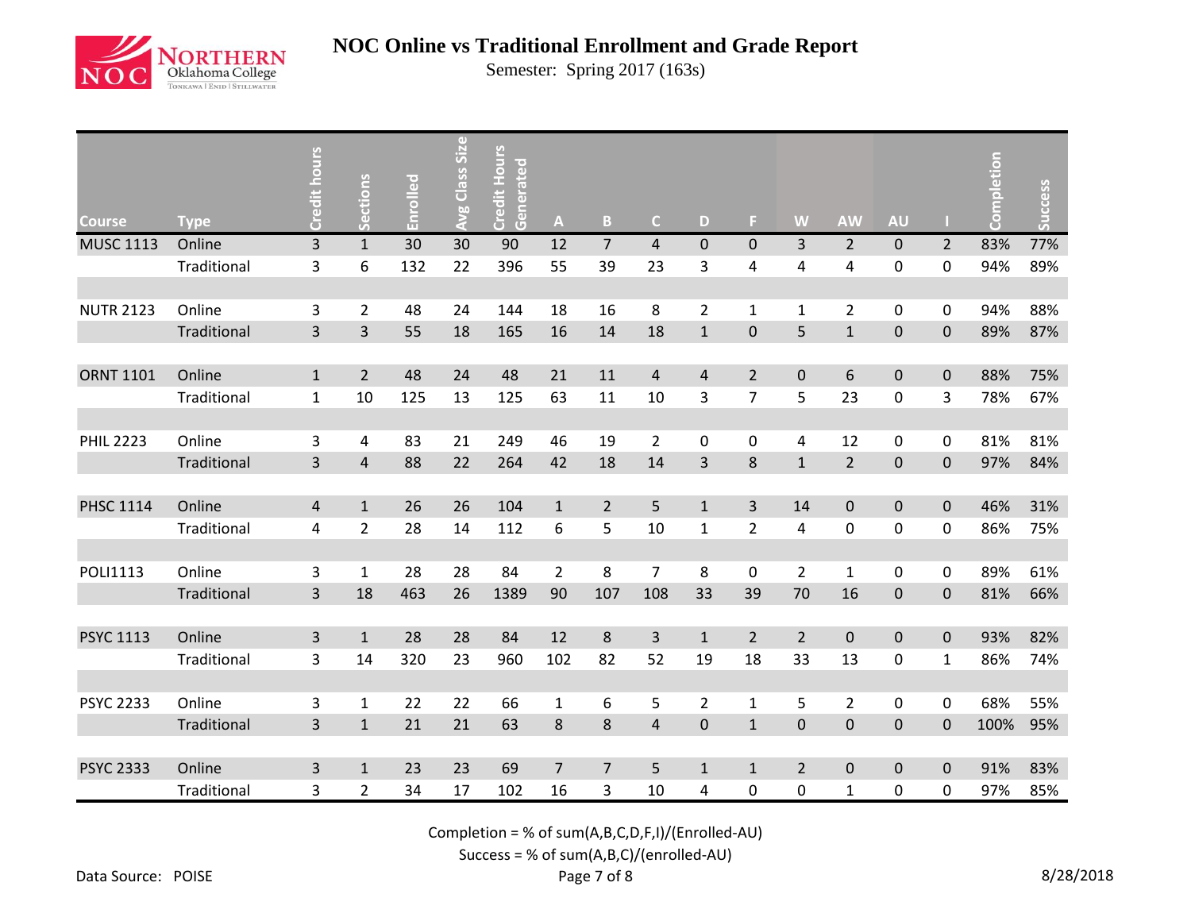# NOC Online vs Traditional Enrollment and Grade Report

Semester: Spring 2017 (163s)

| Course | Type | Credit hours | Sections | Enrolled | Avg Class Size | Credit Hours Generated | A | B | C | D | F | W | AW | AU | I | Completion | Success |
|---|---|---|---|---|---|---|---|---|---|---|---|---|---|---|---|---|---|
| MUSC 1113 | Online | 3 | 1 | 30 | 30 | 90 | 12 | 7 | 4 | 0 | 0 | 3 | 2 | 0 | 2 | 83% | 77% |
| | Traditional | 3 | 6 | 132 | 22 | 396 | 55 | 39 | 23 | 3 | 4 | 4 | 4 | 0 | 0 | 94% | 89% |
| NUTR 2123 | Online | 3 | 2 | 48 | 24 | 144 | 18 | 16 | 8 | 2 | 1 | 1 | 2 | 0 | 0 | 94% | 88% |
| | Traditional | 3 | 3 | 55 | 18 | 165 | 16 | 14 | 18 | 1 | 0 | 5 | 1 | 0 | 0 | 89% | 87% |
| ORNT 1101 | Online | 1 | 2 | 48 | 24 | 48 | 21 | 11 | 4 | 4 | 2 | 0 | 6 | 0 | 0 | 88% | 75% |
| | Traditional | 1 | 10 | 125 | 13 | 125 | 63 | 11 | 10 | 3 | 7 | 5 | 23 | 0 | 3 | 78% | 67% |
| PHIL 2223 | Online | 3 | 4 | 83 | 21 | 249 | 46 | 19 | 2 | 0 | 0 | 4 | 12 | 0 | 0 | 81% | 81% |
| | Traditional | 3 | 4 | 88 | 22 | 264 | 42 | 18 | 14 | 3 | 8 | 1 | 2 | 0 | 0 | 97% | 84% |
| PHSC 1114 | Online | 4 | 1 | 26 | 26 | 104 | 1 | 2 | 5 | 1 | 3 | 14 | 0 | 0 | 0 | 46% | 31% |
| | Traditional | 4 | 2 | 28 | 14 | 112 | 6 | 5 | 10 | 1 | 2 | 4 | 0 | 0 | 0 | 86% | 75% |
| POLI1113 | Online | 3 | 1 | 28 | 28 | 84 | 2 | 8 | 7 | 8 | 0 | 2 | 1 | 0 | 0 | 89% | 61% |
| | Traditional | 3 | 18 | 463 | 26 | 1389 | 90 | 107 | 108 | 33 | 39 | 70 | 16 | 0 | 0 | 81% | 66% |
| PSYC 1113 | Online | 3 | 1 | 28 | 28 | 84 | 12 | 8 | 3 | 1 | 2 | 2 | 0 | 0 | 0 | 93% | 82% |
| | Traditional | 3 | 14 | 320 | 23 | 960 | 102 | 82 | 52 | 19 | 18 | 33 | 13 | 0 | 1 | 86% | 74% |
| PSYC 2233 | Online | 3 | 1 | 22 | 22 | 66 | 1 | 6 | 5 | 2 | 1 | 5 | 2 | 0 | 0 | 68% | 55% |
| | Traditional | 3 | 1 | 21 | 21 | 63 | 8 | 8 | 4 | 0 | 1 | 0 | 0 | 0 | 0 | 100% | 95% |
| PSYC 2333 | Online | 3 | 1 | 23 | 23 | 69 | 7 | 7 | 5 | 1 | 1 | 2 | 0 | 0 | 0 | 91% | 83% |
| | Traditional | 3 | 2 | 34 | 17 | 102 | 16 | 3 | 10 | 4 | 0 | 0 | 1 | 0 | 0 | 97% | 85% |

Completion = % of sum(A,B,C,D,F,I)/(Enrolled-AU)

Success = % of sum(A,B,C)/(enrolled-AU)

Data Source: POISE

8/28/2018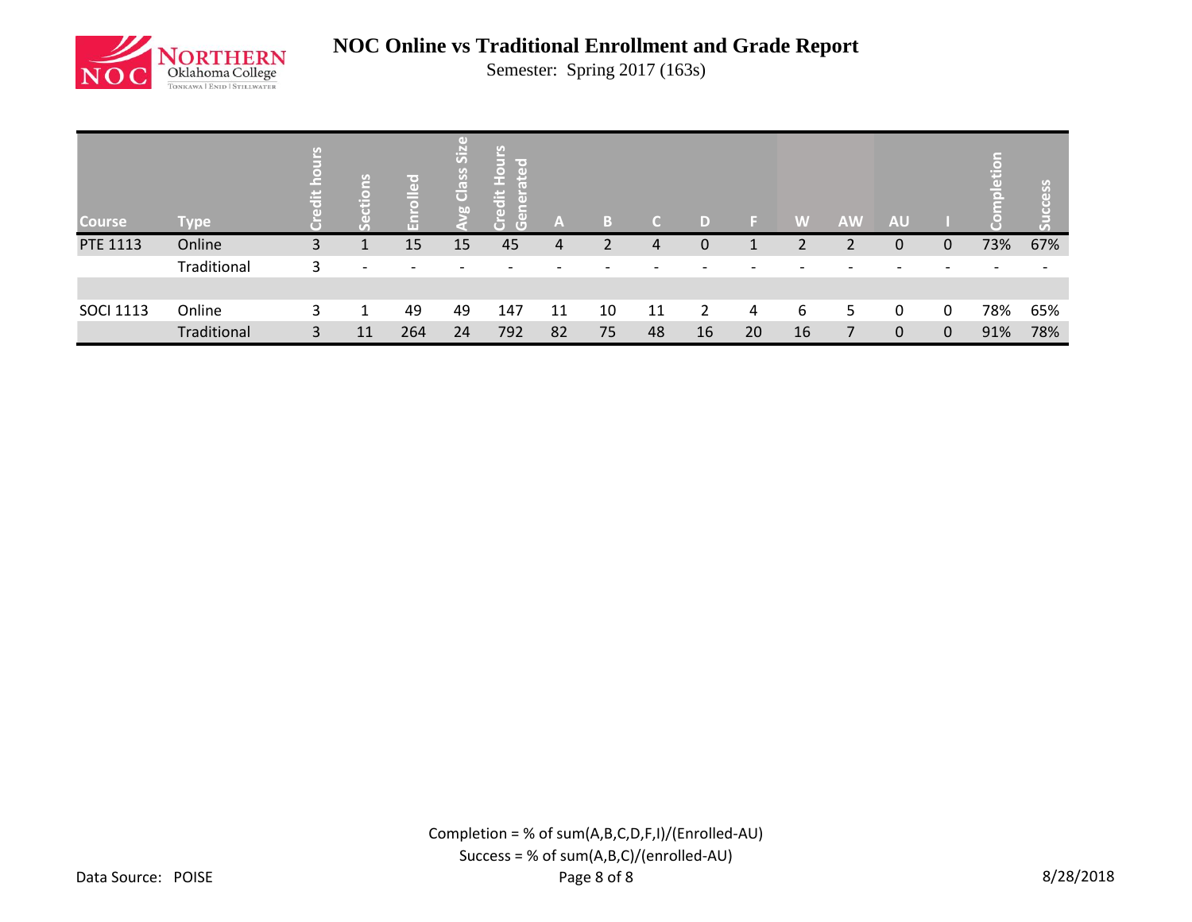# NOC Online vs Traditional Enrollment and Grade Report

Semester: Spring 2017 (163s)

| Course | Type | Credit hours | Sections | Enrolled | Avg Class Size | Credit Hours Generated | A | B | C | D | F | W | AW | AU | I | Completion | Success |
|---|---|---|---|---|---|---|---|---|---|---|---|---|---|---|---|---|---|
| PTE 1113 | Online | 3 | 1 | 15 | 15 | 45 | 4 | 2 | 4 | 0 | 1 | 2 | 2 | 0 | 0 | 73% | 67% |
| | Traditional | 3 | - | - | - | - | - | - | - | - | - | - | - | - | - | - | - |
| | | | | | | | | | | | | | | | | | |
| SOCI 1113 | Online | 3 | 1 | 49 | 49 | 147 | 11 | 10 | 11 | 2 | 4 | 6 | 5 | 0 | 0 | 78% | 65% |
| | Traditional | 3 | 11 | 264 | 24 | 792 | 82 | 75 | 48 | 16 | 20 | 16 | 7 | 0 | 0 | 91% | 78% |

Completion = % of sum(A,B,C,D,F,I)/(Enrolled-AU)

Success = % of sum(A,B,C)/(enrolled-AU)

Data Source: POISE

8/28/2018